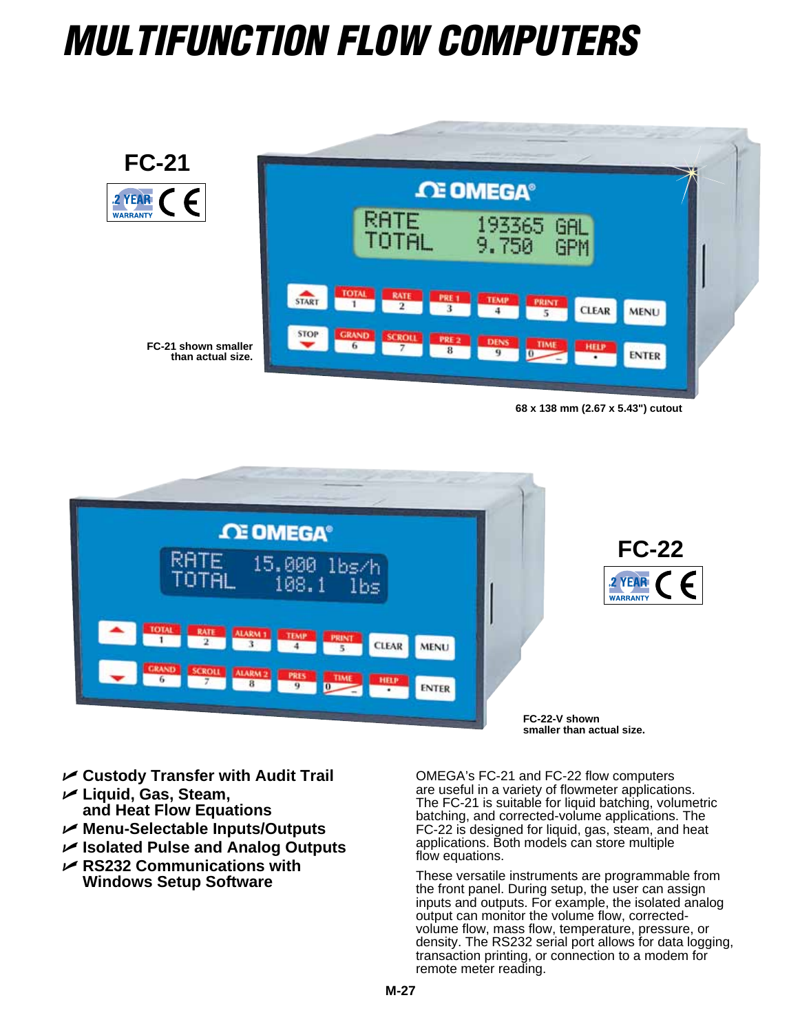# MULTIFUNCTION FLOW COMPUTERS

**FC-21**

FC-21 shown smaller than actual size.

68 x 138 mm (2.67 x 5.43") cutout

**FC-22**

FC-22-V shown smaller than actual size.

- **Custody Transfer with Audit Trail**
- **Liquid, Gas, Steam, and Heat Flow Equations**
- **Menu-Selectable Inputs/Outputs**
- **Isolated Pulse and Analog Outputs**
- **RS232 Communications with Windows Setup Software**

OMEGA's FC-21 and FC-22 flow computers are useful in a variety of flowmeter applications. The FC-21 is suitable for liquid batching, volumetric batching, and corrected-volume applications. The FC-22 is designed for liquid, gas, steam, and heat applications. Both models can store multiple flow equations.

These versatile instruments are programmable from the front panel. During setup, the user can assign inputs and outputs. For example, the isolated analog output can monitor the volume flow, corrected-volume flow, mass flow, temperature, pressure, or density. The RS232 serial port allows for data logging, transaction printing, or connection to a modem for remote meter reading.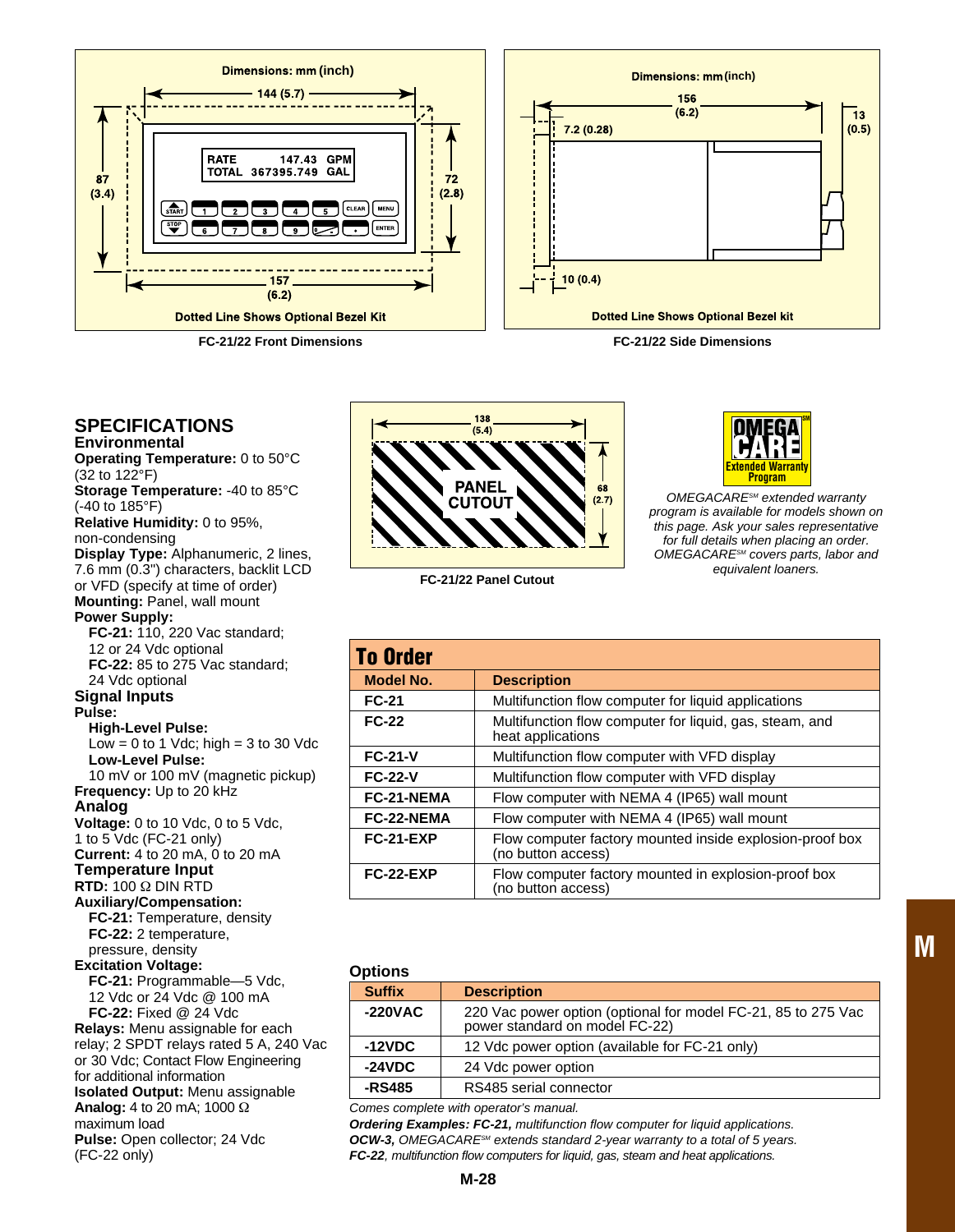Dimensions: mm (inch)

144 (5.7)

87 (3.4)

72 (2.8)

157 (6.2)

RATE 147.43 GPM
TOTAL 367395.749 GAL

START STOP 1 2 3 4 5 6 7 8 9 0 . CLEAR MENU ENTER

Dotted Line Shows Optional Bezel Kit

**FC-21/22 Front Dimensions**

Dimensions: mm (inch)

156 (6.2)

13 (0.5)

7.2 (0.28)

10 (0.4)

Dotted Line Shows Optional Bezel kit

**FC-21/22 Side Dimensions**

## SPECIFICATIONS

### Environmental

**Operating Temperature:** 0 to 50°C (32 to 122°F)
**Storage Temperature:** -40 to 85°C (-40 to 185°F)
**Relative Humidity:** 0 to 95%, non-condensing
**Display Type:** Alphanumeric, 2 lines, 7.6 mm (0.3") characters, backlit LCD or VFD (specify at time of order)
**Mounting:** Panel, wall mount
**Power Supply:**
- **FC-21:** 110, 220 Vac standard; 12 or 24 Vdc optional
- **FC-22:** 85 to 275 Vac standard; 24 Vdc optional

### Signal Inputs

**Pulse:**
- **High-Level Pulse:** Low = 0 to 1 Vdc; high = 3 to 30 Vdc
- **Low-Level Pulse:** 10 mV or 100 mV (magnetic pickup)

**Frequency:** Up to 20 kHz

### Analog

**Voltage:** 0 to 10 Vdc, 0 to 5 Vdc, 1 to 5 Vdc (FC-21 only)
**Current:** 4 to 20 mA, 0 to 20 mA

### Temperature Input

**RTD:** 100 Ω DIN RTD
**Auxiliary/Compensation:**
- **FC-21:** Temperature, density
- **FC-22:** 2 temperature, pressure, density

**Excitation Voltage:**
- **FC-21:** Programmable—5 Vdc, 12 Vdc or 24 Vdc @ 100 mA
- **FC-22:** Fixed @ 24 Vdc

**Relays:** Menu assignable for each relay; 2 SPDT relays rated 5 A, 240 Vac or 30 Vdc; Contact Flow Engineering for additional information
**Isolated Output:** Menu assignable
**Analog:** 4 to 20 mA; 1000 Ω maximum load
**Pulse:** Open collector; 24 Vdc (FC-22 only)

138 (5.4)

68 (2.7)

PANEL CUTOUT

**FC-21/22 Panel Cutout**

OMEGA CARE SM Extended Warranty Program

*OMEGACARE℠ extended warranty program is available for models shown on this page. Ask your sales representative for full details when placing an order. OMEGACARE℠ covers parts, labor and equivalent loaners.*

## To Order

| Model No. | Description |
|---|---|
| **FC-21** | Multifunction flow computer for liquid applications |
| **FC-22** | Multifunction flow computer for liquid, gas, steam, and heat applications |
| **FC-21-V** | Multifunction flow computer with VFD display |
| **FC-22-V** | Multifunction flow computer with VFD display |
| **FC-21-NEMA** | Flow computer with NEMA 4 (IP65) wall mount |
| **FC-22-NEMA** | Flow computer with NEMA 4 (IP65) wall mount |
| **FC-21-EXP** | Flow computer factory mounted inside explosion-proof box (no button access) |
| **FC-22-EXP** | Flow computer factory mounted in explosion-proof box (no button access) |

### Options

| Suffix | Description |
|---|---|
| **-220VAC** | 220 Vac power option (optional for model FC-21, 85 to 275 Vac power standard on model FC-22) |
| **-12VDC** | 12 Vdc power option (available for FC-21 only) |
| **-24VDC** | 24 Vdc power option |
| **-RS485** | RS485 serial connector |

*Comes complete with operator's manual.*
***Ordering Examples: FC-21,** multifunction flow computer for liquid applications.*
***OCW-3,** OMEGACARE℠ extends standard 2-year warranty to a total of 5 years.*
***FC-22**, multifunction flow computers for liquid, gas, steam and heat applications.*